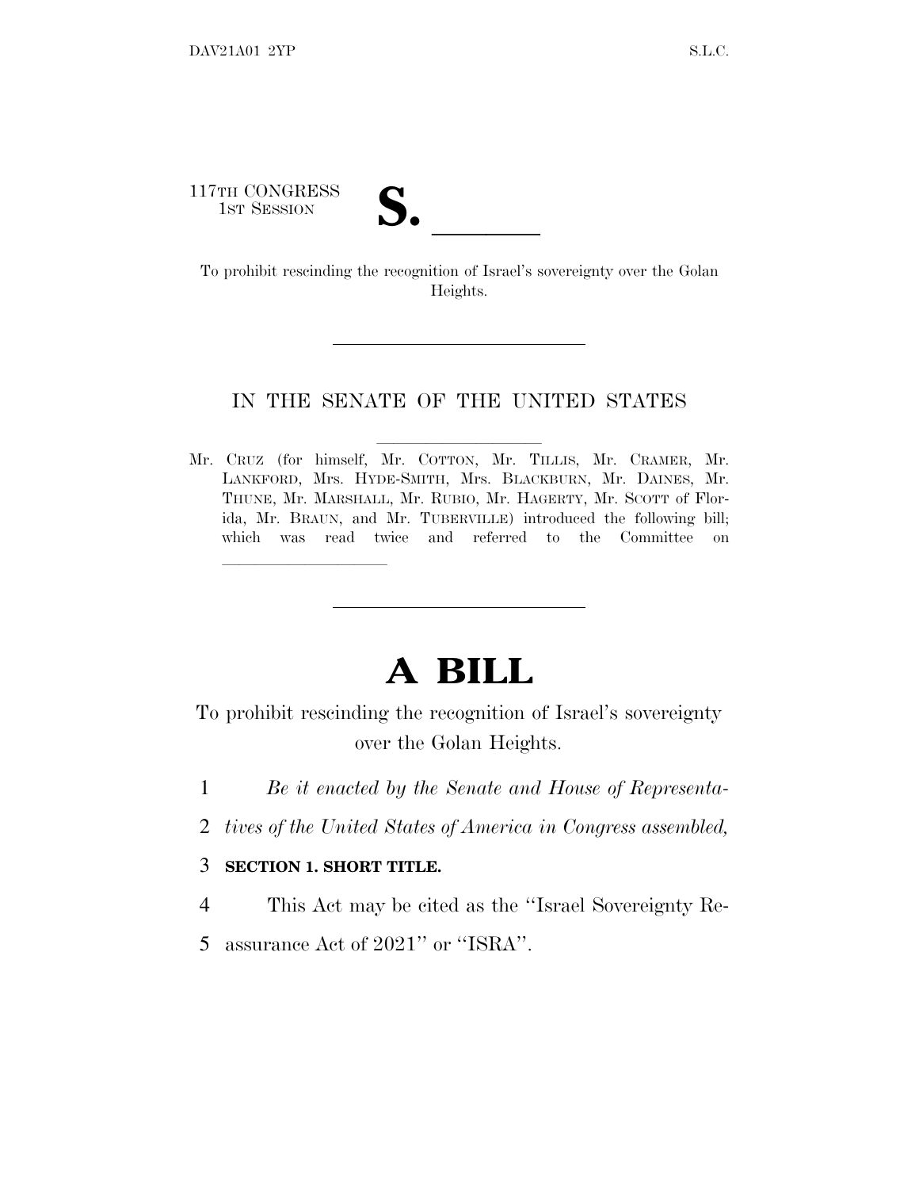117TH CONGRESS
1ST SESSION

# S. \_\_\_\_\_\_

To prohibit rescinding the recognition of Israel's sovereignty over the Golan Heights.

---

IN THE SENATE OF THE UNITED STATES

Mr. CRUZ (for himself, Mr. COTTON, Mr. TILLIS, Mr. CRAMER, Mr. LANKFORD, Mrs. HYDE-SMITH, Mrs. BLACKBURN, Mr. DAINES, Mr. THUNE, Mr. MARSHALL, Mr. RUBIO, Mr. HAGERTY, Mr. SCOTT of Florida, Mr. BRAUN, and Mr. TUBERVILLE) introduced the following bill; which was read twice and referred to the Committee on \_\_\_\_\_\_\_\_\_\_\_\_\_\_\_\_

---

# A BILL

To prohibit rescinding the recognition of Israel's sovereignty over the Golan Heights.

1 *Be it enacted by the Senate and House of Representa-*
2 *tives of the United States of America in Congress assembled,*

3 **SECTION 1. SHORT TITLE.**

4 This Act may be cited as the "Israel Sovereignty Re-
5 assurance Act of 2021" or "ISRA".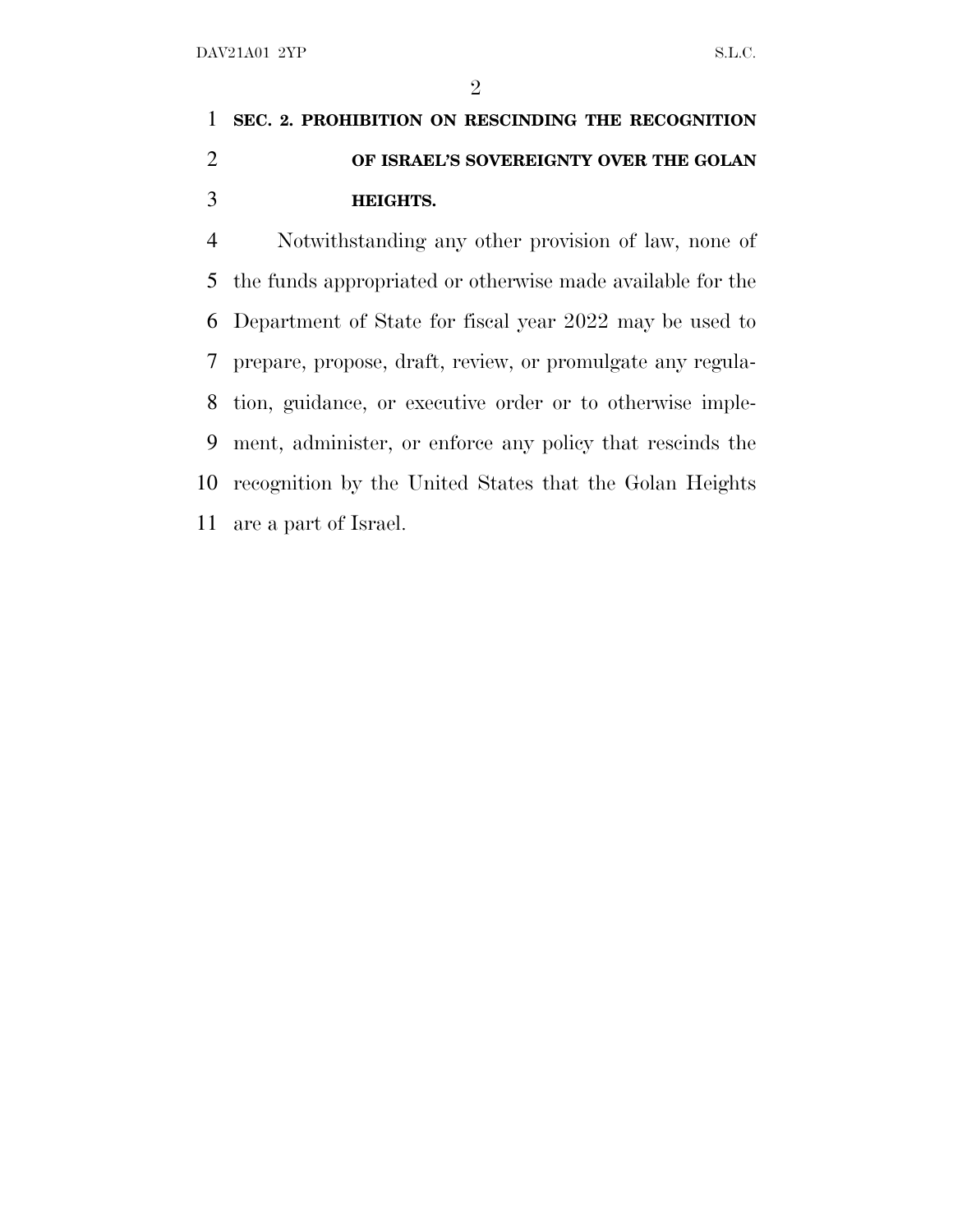**SEC. 2. PROHIBITION ON RESCINDING THE RECOGNITION OF ISRAEL'S SOVEREIGNTY OVER THE GOLAN HEIGHTS.**

Notwithstanding any other provision of law, none of the funds appropriated or otherwise made available for the Department of State for fiscal year 2022 may be used to prepare, propose, draft, review, or promulgate any regulation, guidance, or executive order or to otherwise implement, administer, or enforce any policy that rescinds the recognition by the United States that the Golan Heights are a part of Israel.